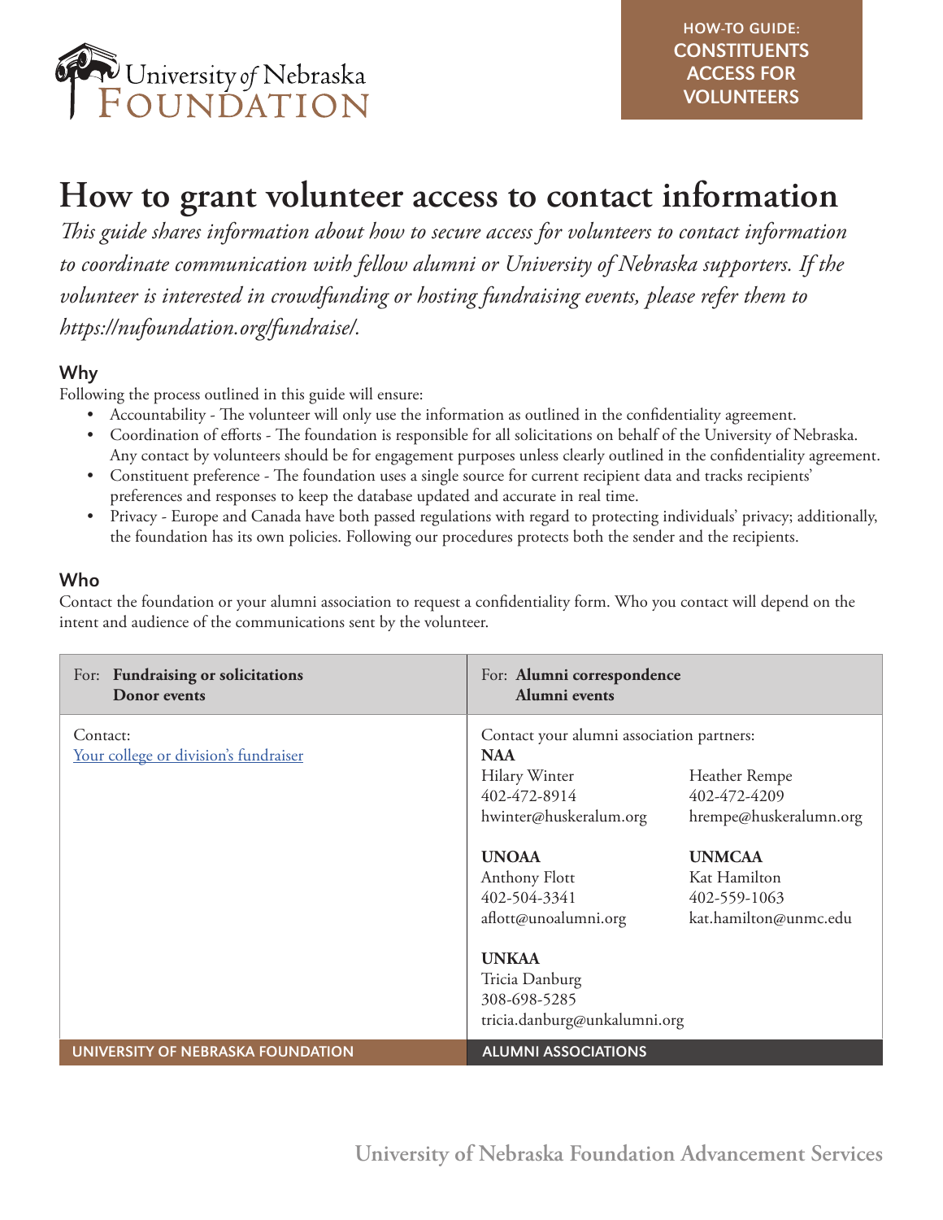**HOW-TO GUIDE: CONSTITUENTS ACCESS FOR VOLUNTEERS**

# How to grant volunteer access to contact information

*This guide shares information about how to secure access for volunteers to contact information to coordinate communication with fellow alumni or University of Nebraska supporters. If the volunteer is interested in crowdfunding or hosting fundraising events, please refer them to https://nufoundation.org/fundraise/.*

## Why

Following the process outlined in this guide will ensure:

- Accountability - The volunteer will only use the information as outlined in the confidentiality agreement.
- Coordination of efforts - The foundation is responsible for all solicitations on behalf of the University of Nebraska. Any contact by volunteers should be for engagement purposes unless clearly outlined in the confidentiality agreement.
- Constituent preference - The foundation uses a single source for current recipient data and tracks recipients' preferences and responses to keep the database updated and accurate in real time.
- Privacy - Europe and Canada have both passed regulations with regard to protecting individuals' privacy; additionally, the foundation has its own policies. Following our procedures protects both the sender and the recipients.

## Who

Contact the foundation or your alumni association to request a confidentiality form. Who you contact will depend on the intent and audience of the communications sent by the volunteer.

| For: **Fundraising or solicitations** **Donor events** | For: **Alumni correspondence** **Alumni events** |
|---|---|
| Contact:<br>[Your college or division's fundraiser]() | Contact your alumni association partners:<br>**NAA**<br>Hilary Winter, 402-472-8914, hwinter@huskeralum.org<br>Heather Rempe, 402-472-4209, hrempe@huskeralumn.org<br><br>**UNOAA**<br>Anthony Flott, 402-504-3341, aflott@unoalumni.org<br><br>**UNMCAA**<br>Kat Hamilton, 402-559-1063, kat.hamilton@unmc.edu<br><br>**UNKAA**<br>Tricia Danburg, 308-698-5285, tricia.danburg@unkalumni.org |
| **UNIVERSITY OF NEBRASKA FOUNDATION** | **ALUMNI ASSOCIATIONS** |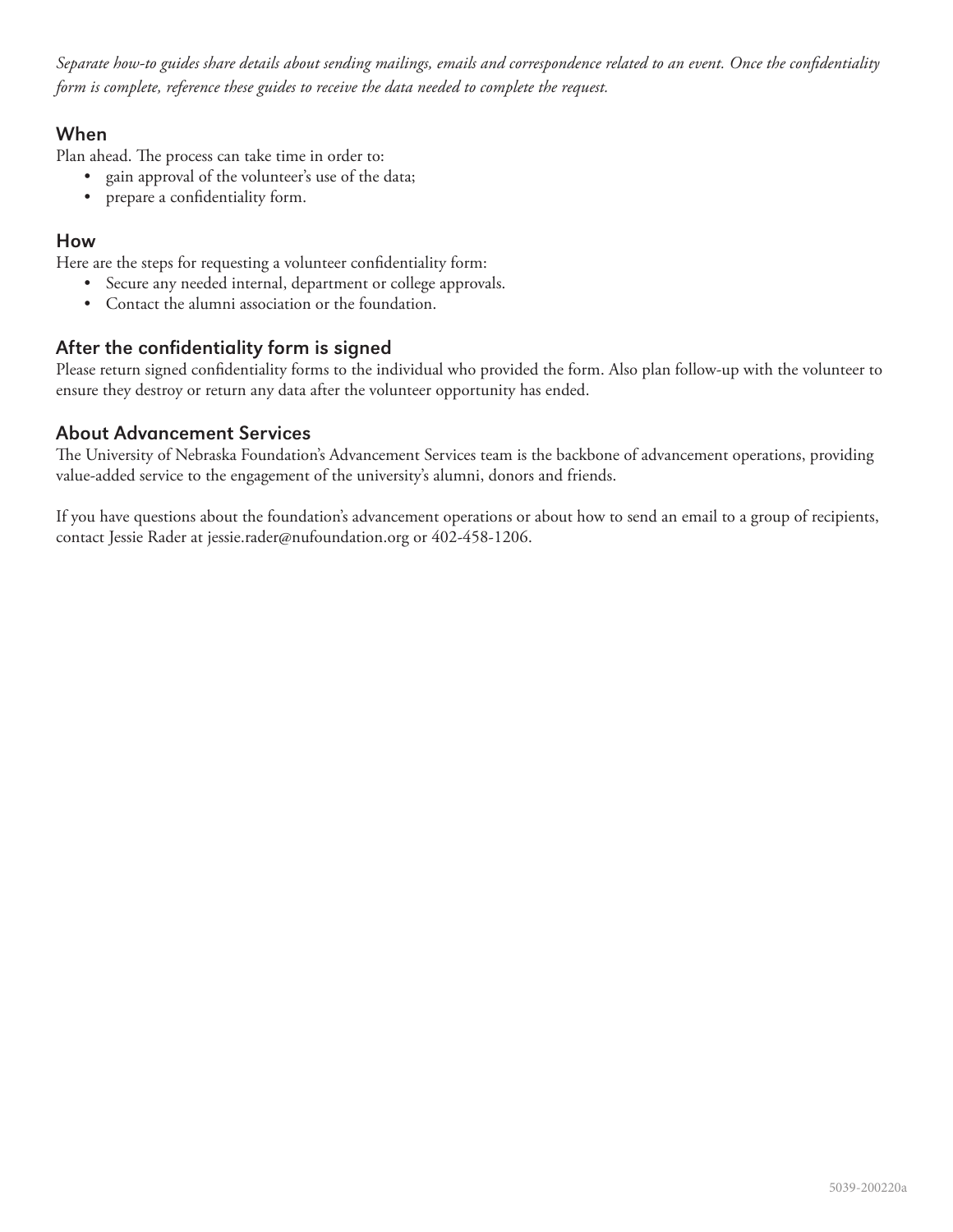*Separate how-to guides share details about sending mailings, emails and correspondence related to an event. Once the confidentiality form is complete, reference these guides to receive the data needed to complete the request.*

## When

Plan ahead. The process can take time in order to:

- gain approval of the volunteer's use of the data;
- prepare a confidentiality form.

## How

Here are the steps for requesting a volunteer confidentiality form:

- Secure any needed internal, department or college approvals.
- Contact the alumni association or the foundation.

## After the confidentiality form is signed

Please return signed confidentiality forms to the individual who provided the form. Also plan follow-up with the volunteer to ensure they destroy or return any data after the volunteer opportunity has ended.

## About Advancement Services

The University of Nebraska Foundation's Advancement Services team is the backbone of advancement operations, providing value-added service to the engagement of the university's alumni, donors and friends.

If you have questions about the foundation's advancement operations or about how to send an email to a group of recipients, contact Jessie Rader at jessie.rader@nufoundation.org or 402-458-1206.

5039-200220a